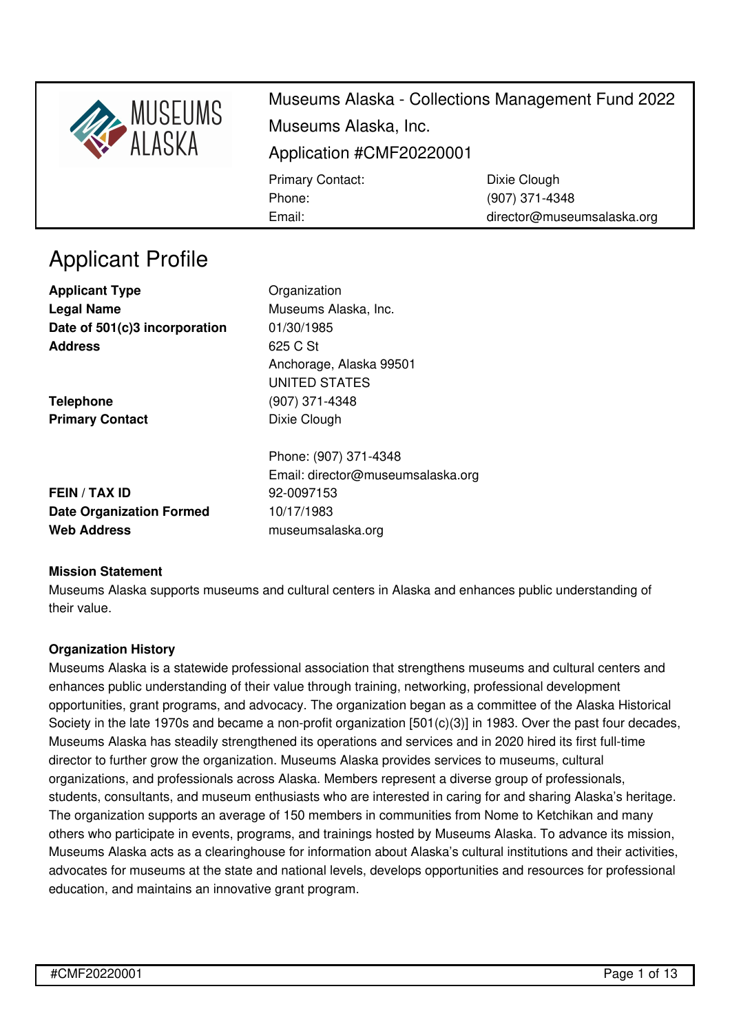# Museums Alaska - Collections Management Fund 2022

Museums Alaska, Inc.

Application #CMF20220001

| | |
|---|---|
| Primary Contact: | Dixie Clough |
| Phone: | (907) 371-4348 |
| Email: | director@museumsalaska.org |

## Applicant Profile

| | |
|---|---|
| **Applicant Type** | Organization |
| **Legal Name** | Museums Alaska, Inc. |
| **Date of 501(c)3 incorporation** | 01/30/1985 |
| **Address** | 625 C St<br>Anchorage, Alaska 99501<br>UNITED STATES |
| **Telephone** | (907) 371-4348 |
| **Primary Contact** | Dixie Clough<br><br>Phone: (907) 371-4348<br>Email: director@museumsalaska.org |
| **FEIN / TAX ID** | 92-0097153 |
| **Date Organization Formed** | 10/17/1983 |
| **Web Address** | museumsalaska.org |

**Mission Statement**

Museums Alaska supports museums and cultural centers in Alaska and enhances public understanding of their value.

**Organization History**

Museums Alaska is a statewide professional association that strengthens museums and cultural centers and enhances public understanding of their value through training, networking, professional development opportunities, grant programs, and advocacy. The organization began as a committee of the Alaska Historical Society in the late 1970s and became a non-profit organization [501(c)(3)] in 1983. Over the past four decades, Museums Alaska has steadily strengthened its operations and services and in 2020 hired its first full-time director to further grow the organization. Museums Alaska provides services to museums, cultural organizations, and professionals across Alaska. Members represent a diverse group of professionals, students, consultants, and museum enthusiasts who are interested in caring for and sharing Alaska's heritage. The organization supports an average of 150 members in communities from Nome to Ketchikan and many others who participate in events, programs, and trainings hosted by Museums Alaska. To advance its mission, Museums Alaska acts as a clearinghouse for information about Alaska's cultural institutions and their activities, advocates for museums at the state and national levels, develops opportunities and resources for professional education, and maintains an innovative grant program.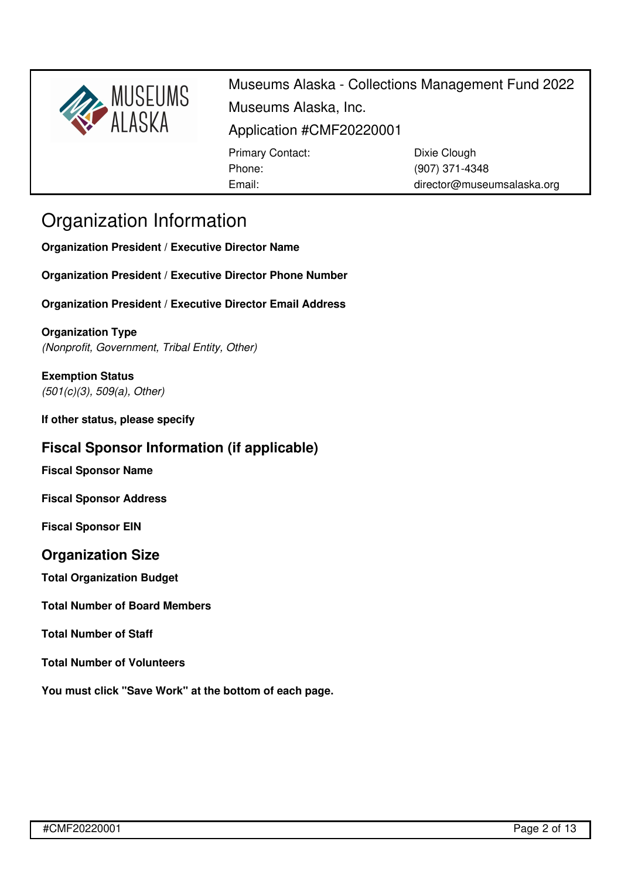Museums Alaska - Collections Management Fund 2022

Museums Alaska, Inc.

Application #CMF20220001

Primary Contact: Dixie Clough

Phone: (907) 371-4348

Email: director@museumsalaska.org

# Organization Information

**Organization President / Executive Director Name**

**Organization President / Executive Director Phone Number**

**Organization President / Executive Director Email Address**

**Organization Type**
*(Nonprofit, Government, Tribal Entity, Other)*

**Exemption Status**
*(501(c)(3), 509(a), Other)*

**If other status, please specify**

## Fiscal Sponsor Information (if applicable)

**Fiscal Sponsor Name**

**Fiscal Sponsor Address**

**Fiscal Sponsor EIN**

## Organization Size

**Total Organization Budget**

**Total Number of Board Members**

**Total Number of Staff**

**Total Number of Volunteers**

**You must click "Save Work" at the bottom of each page.**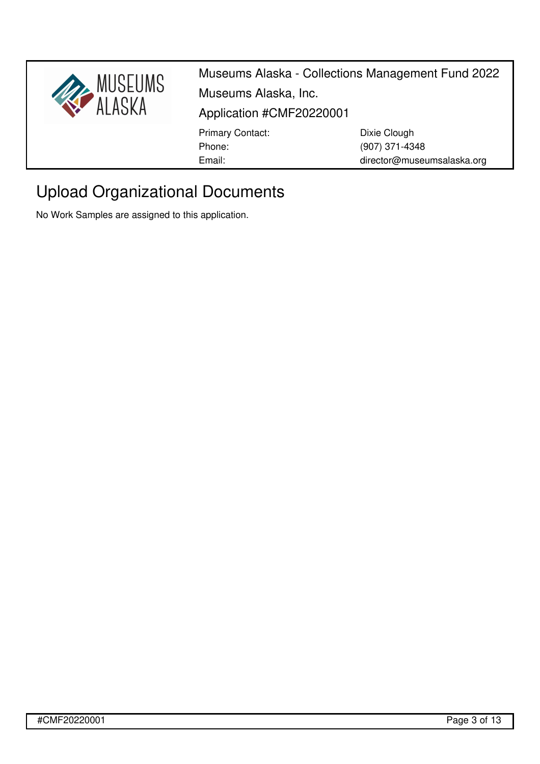# Upload Organizational Documents

No Work Samples are assigned to this application.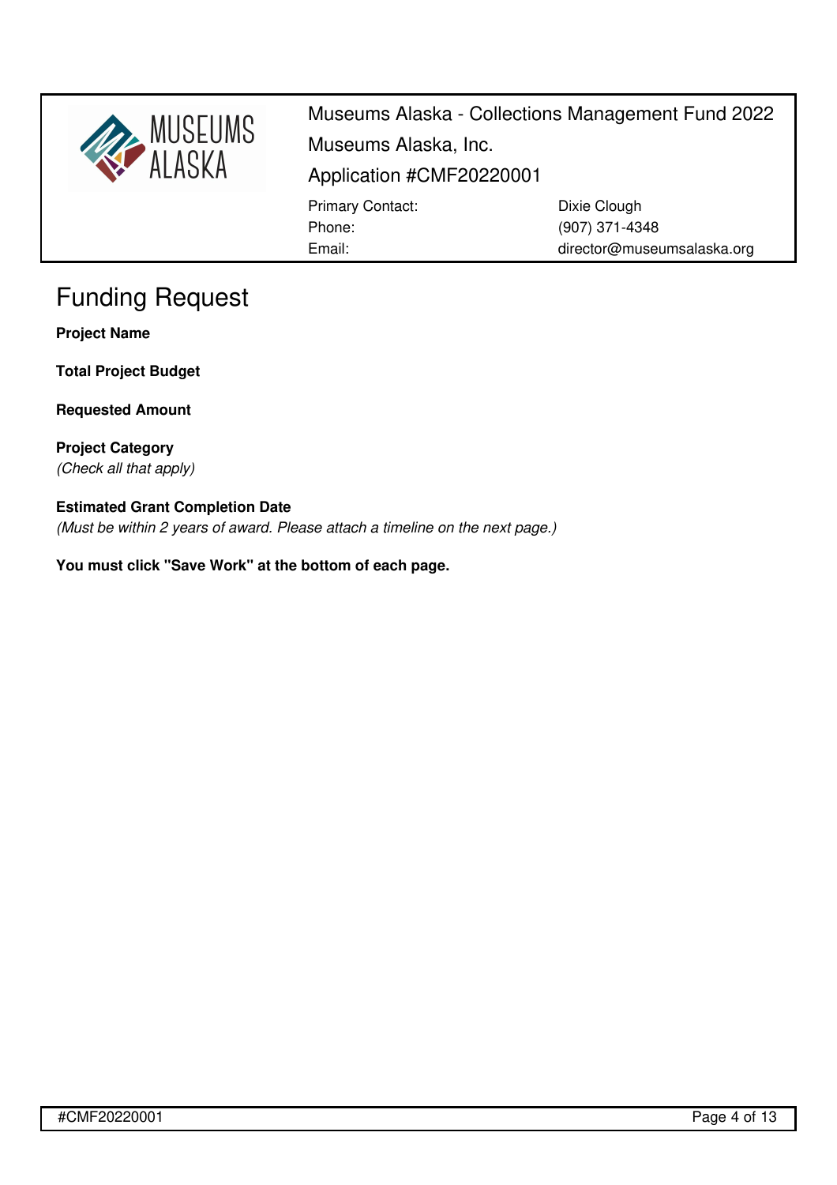# Funding Request

**Project Name**

**Total Project Budget**

**Requested Amount**

**Project Category**
*(Check all that apply)*

**Estimated Grant Completion Date**
*(Must be within 2 years of award. Please attach a timeline on the next page.)*

**You must click "Save Work" at the bottom of each page.**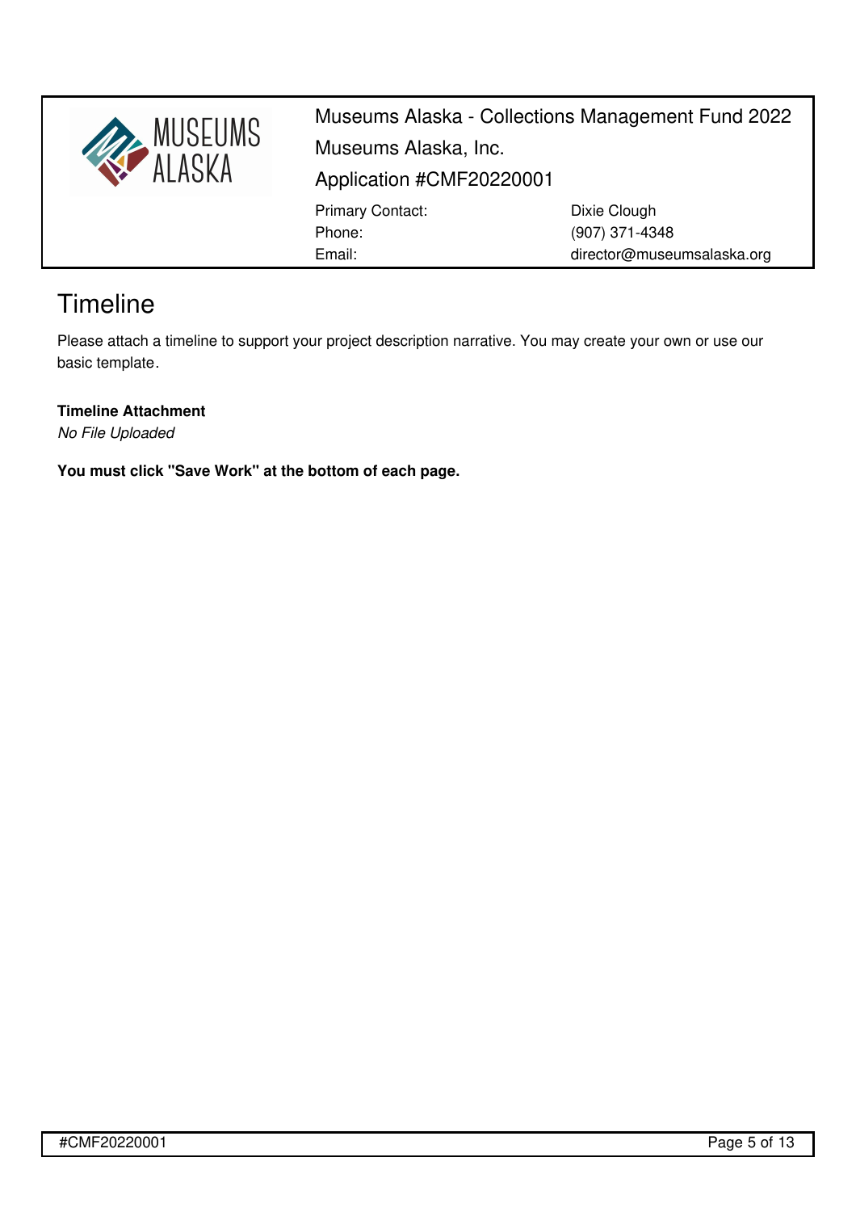# Timeline

Please attach a timeline to support your project description narrative. You may create your own or use our basic template.

**Timeline Attachment**
*No File Uploaded*

**You must click "Save Work" at the bottom of each page.**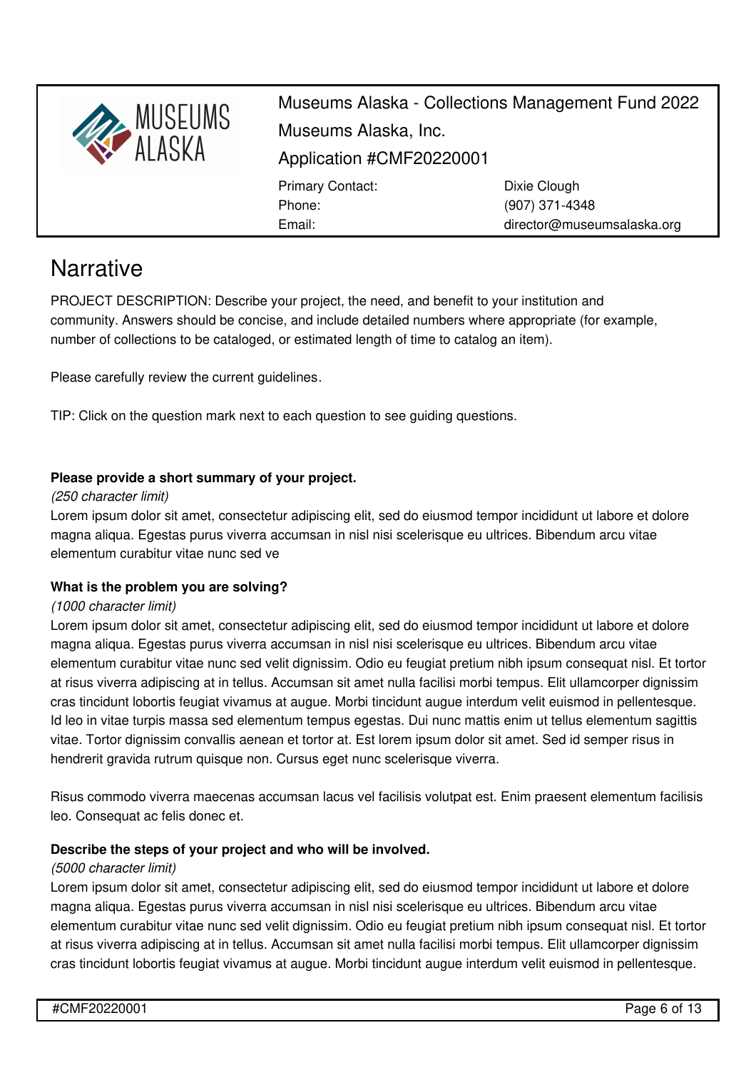Museums Alaska - Collections Management Fund 2022
Museums Alaska, Inc.
Application #CMF20220001

| | |
|---|---|
| Primary Contact: | Dixie Clough |
| Phone: | (907) 371-4348 |
| Email: | director@museumsalaska.org |

# Narrative

PROJECT DESCRIPTION: Describe your project, the need, and benefit to your institution and community. Answers should be concise, and include detailed numbers where appropriate (for example, number of collections to be cataloged, or estimated length of time to catalog an item).

Please carefully review the current guidelines.

TIP: Click on the question mark next to each question to see guiding questions.

**Please provide a short summary of your project.**

*(250 character limit)*

Lorem ipsum dolor sit amet, consectetur adipiscing elit, sed do eiusmod tempor incididunt ut labore et dolore magna aliqua. Egestas purus viverra accumsan in nisl nisi scelerisque eu ultrices. Bibendum arcu vitae elementum curabitur vitae nunc sed ve

**What is the problem you are solving?**

*(1000 character limit)*

Lorem ipsum dolor sit amet, consectetur adipiscing elit, sed do eiusmod tempor incididunt ut labore et dolore magna aliqua. Egestas purus viverra accumsan in nisl nisi scelerisque eu ultrices. Bibendum arcu vitae elementum curabitur vitae nunc sed velit dignissim. Odio eu feugiat pretium nibh ipsum consequat nisl. Et tortor at risus viverra adipiscing at in tellus. Accumsan sit amet nulla facilisi morbi tempus. Elit ullamcorper dignissim cras tincidunt lobortis feugiat vivamus at augue. Morbi tincidunt augue interdum velit euismod in pellentesque. Id leo in vitae turpis massa sed elementum tempus egestas. Dui nunc mattis enim ut tellus elementum sagittis vitae. Tortor dignissim convallis aenean et tortor at. Est lorem ipsum dolor sit amet. Sed id semper risus in hendrerit gravida rutrum quisque non. Cursus eget nunc scelerisque viverra.

Risus commodo viverra maecenas accumsan lacus vel facilisis volutpat est. Enim praesent elementum facilisis leo. Consequat ac felis donec et.

**Describe the steps of your project and who will be involved.**

*(5000 character limit)*

Lorem ipsum dolor sit amet, consectetur adipiscing elit, sed do eiusmod tempor incididunt ut labore et dolore magna aliqua. Egestas purus viverra accumsan in nisl nisi scelerisque eu ultrices. Bibendum arcu vitae elementum curabitur vitae nunc sed velit dignissim. Odio eu feugiat pretium nibh ipsum consequat nisl. Et tortor at risus viverra adipiscing at in tellus. Accumsan sit amet nulla facilisi morbi tempus. Elit ullamcorper dignissim cras tincidunt lobortis feugiat vivamus at augue. Morbi tincidunt augue interdum velit euismod in pellentesque.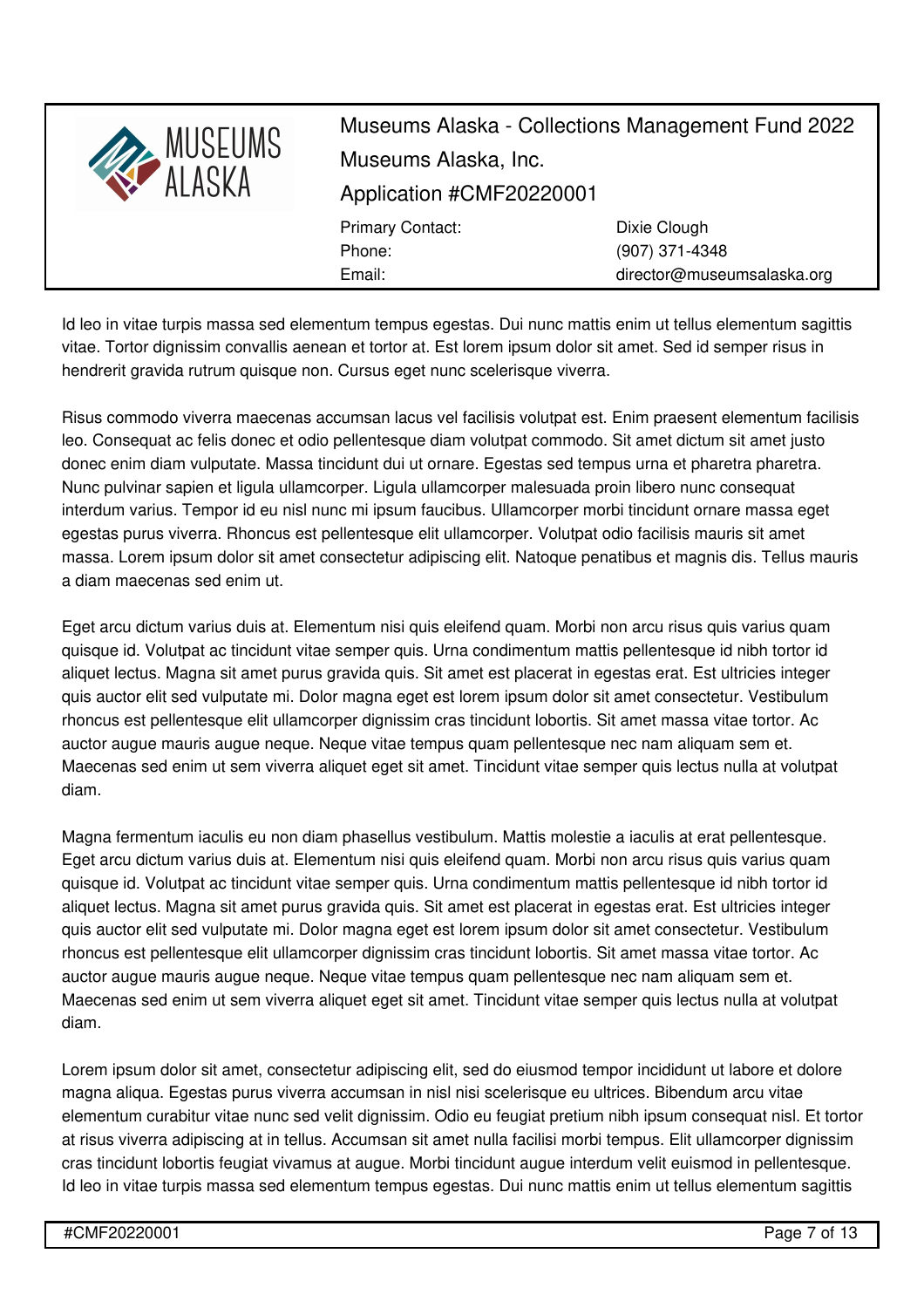Id leo in vitae turpis massa sed elementum tempus egestas. Dui nunc mattis enim ut tellus elementum sagittis vitae. Tortor dignissim convallis aenean et tortor at. Est lorem ipsum dolor sit amet. Sed id semper risus in hendrerit gravida rutrum quisque non. Cursus eget nunc scelerisque viverra.

Risus commodo viverra maecenas accumsan lacus vel facilisis volutpat est. Enim praesent elementum facilisis leo. Consequat ac felis donec et odio pellentesque diam volutpat commodo. Sit amet dictum sit amet justo donec enim diam vulputate. Massa tincidunt dui ut ornare. Egestas sed tempus urna et pharetra pharetra. Nunc pulvinar sapien et ligula ullamcorper. Ligula ullamcorper malesuada proin libero nunc consequat interdum varius. Tempor id eu nisl nunc mi ipsum faucibus. Ullamcorper morbi tincidunt ornare massa eget egestas purus viverra. Rhoncus est pellentesque elit ullamcorper. Volutpat odio facilisis mauris sit amet massa. Lorem ipsum dolor sit amet consectetur adipiscing elit. Natoque penatibus et magnis dis. Tellus mauris a diam maecenas sed enim ut.

Eget arcu dictum varius duis at. Elementum nisi quis eleifend quam. Morbi non arcu risus quis varius quam quisque id. Volutpat ac tincidunt vitae semper quis. Urna condimentum mattis pellentesque id nibh tortor id aliquet lectus. Magna sit amet purus gravida quis. Sit amet est placerat in egestas erat. Est ultricies integer quis auctor elit sed vulputate mi. Dolor magna eget est lorem ipsum dolor sit amet consectetur. Vestibulum rhoncus est pellentesque elit ullamcorper dignissim cras tincidunt lobortis. Sit amet massa vitae tortor. Ac auctor augue mauris augue neque. Neque vitae tempus quam pellentesque nec nam aliquam sem et. Maecenas sed enim ut sem viverra aliquet eget sit amet. Tincidunt vitae semper quis lectus nulla at volutpat diam.

Magna fermentum iaculis eu non diam phasellus vestibulum. Mattis molestie a iaculis at erat pellentesque. Eget arcu dictum varius duis at. Elementum nisi quis eleifend quam. Morbi non arcu risus quis varius quam quisque id. Volutpat ac tincidunt vitae semper quis. Urna condimentum mattis pellentesque id nibh tortor id aliquet lectus. Magna sit amet purus gravida quis. Sit amet est placerat in egestas erat. Est ultricies integer quis auctor elit sed vulputate mi. Dolor magna eget est lorem ipsum dolor sit amet consectetur. Vestibulum rhoncus est pellentesque elit ullamcorper dignissim cras tincidunt lobortis. Sit amet massa vitae tortor. Ac auctor augue mauris augue neque. Neque vitae tempus quam pellentesque nec nam aliquam sem et. Maecenas sed enim ut sem viverra aliquet eget sit amet. Tincidunt vitae semper quis lectus nulla at volutpat diam.

Lorem ipsum dolor sit amet, consectetur adipiscing elit, sed do eiusmod tempor incididunt ut labore et dolore magna aliqua. Egestas purus viverra accumsan in nisl nisi scelerisque eu ultrices. Bibendum arcu vitae elementum curabitur vitae nunc sed velit dignissim. Odio eu feugiat pretium nibh ipsum consequat nisl. Et tortor at risus viverra adipiscing at in tellus. Accumsan sit amet nulla facilisi morbi tempus. Elit ullamcorper dignissim cras tincidunt lobortis feugiat vivamus at augue. Morbi tincidunt augue interdum velit euismod in pellentesque. Id leo in vitae turpis massa sed elementum tempus egestas. Dui nunc mattis enim ut tellus elementum sagittis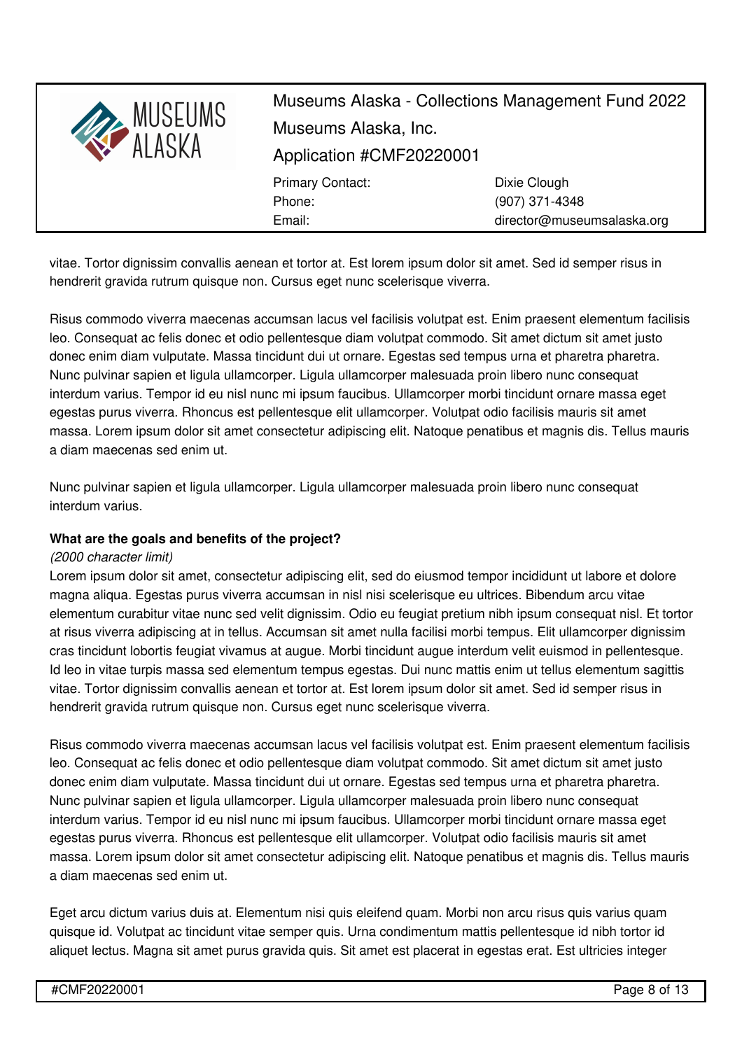vitae. Tortor dignissim convallis aenean et tortor at. Est lorem ipsum dolor sit amet. Sed id semper risus in hendrerit gravida rutrum quisque non. Cursus eget nunc scelerisque viverra.

Risus commodo viverra maecenas accumsan lacus vel facilisis volutpat est. Enim praesent elementum facilisis leo. Consequat ac felis donec et odio pellentesque diam volutpat commodo. Sit amet dictum sit amet justo donec enim diam vulputate. Massa tincidunt dui ut ornare. Egestas sed tempus urna et pharetra pharetra. Nunc pulvinar sapien et ligula ullamcorper. Ligula ullamcorper malesuada proin libero nunc consequat interdum varius. Tempor id eu nisl nunc mi ipsum faucibus. Ullamcorper morbi tincidunt ornare massa eget egestas purus viverra. Rhoncus est pellentesque elit ullamcorper. Volutpat odio facilisis mauris sit amet massa. Lorem ipsum dolor sit amet consectetur adipiscing elit. Natoque penatibus et magnis dis. Tellus mauris a diam maecenas sed enim ut.

Nunc pulvinar sapien et ligula ullamcorper. Ligula ullamcorper malesuada proin libero nunc consequat interdum varius.

**What are the goals and benefits of the project?**

*(2000 character limit)*

Lorem ipsum dolor sit amet, consectetur adipiscing elit, sed do eiusmod tempor incididunt ut labore et dolore magna aliqua. Egestas purus viverra accumsan in nisl nisi scelerisque eu ultrices. Bibendum arcu vitae elementum curabitur vitae nunc sed velit dignissim. Odio eu feugiat pretium nibh ipsum consequat nisl. Et tortor at risus viverra adipiscing at in tellus. Accumsan sit amet nulla facilisi morbi tempus. Elit ullamcorper dignissim cras tincidunt lobortis feugiat vivamus at augue. Morbi tincidunt augue interdum velit euismod in pellentesque. Id leo in vitae turpis massa sed elementum tempus egestas. Dui nunc mattis enim ut tellus elementum sagittis vitae. Tortor dignissim convallis aenean et tortor at. Est lorem ipsum dolor sit amet. Sed id semper risus in hendrerit gravida rutrum quisque non. Cursus eget nunc scelerisque viverra.

Risus commodo viverra maecenas accumsan lacus vel facilisis volutpat est. Enim praesent elementum facilisis leo. Consequat ac felis donec et odio pellentesque diam volutpat commodo. Sit amet dictum sit amet justo donec enim diam vulputate. Massa tincidunt dui ut ornare. Egestas sed tempus urna et pharetra pharetra. Nunc pulvinar sapien et ligula ullamcorper. Ligula ullamcorper malesuada proin libero nunc consequat interdum varius. Tempor id eu nisl nunc mi ipsum faucibus. Ullamcorper morbi tincidunt ornare massa eget egestas purus viverra. Rhoncus est pellentesque elit ullamcorper. Volutpat odio facilisis mauris sit amet massa. Lorem ipsum dolor sit amet consectetur adipiscing elit. Natoque penatibus et magnis dis. Tellus mauris a diam maecenas sed enim ut.

Eget arcu dictum varius duis at. Elementum nisi quis eleifend quam. Morbi non arcu risus quis varius quam quisque id. Volutpat ac tincidunt vitae semper quis. Urna condimentum mattis pellentesque id nibh tortor id aliquet lectus. Magna sit amet purus gravida quis. Sit amet est placerat in egestas erat. Est ultricies integer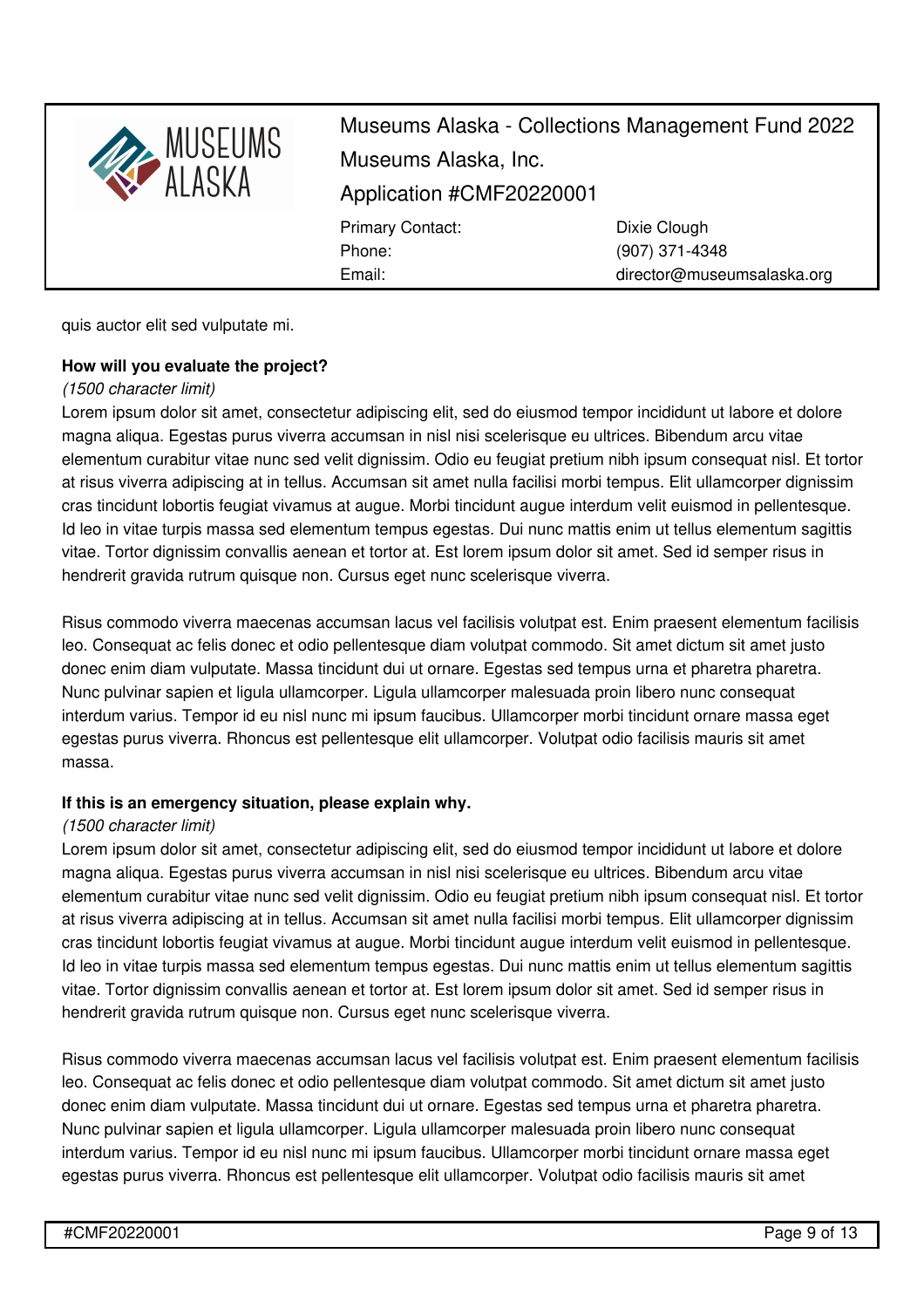quis auctor elit sed vulputate mi.

**How will you evaluate the project?**

*(1500 character limit)*

Lorem ipsum dolor sit amet, consectetur adipiscing elit, sed do eiusmod tempor incididunt ut labore et dolore magna aliqua. Egestas purus viverra accumsan in nisl nisi scelerisque eu ultrices. Bibendum arcu vitae elementum curabitur vitae nunc sed velit dignissim. Odio eu feugiat pretium nibh ipsum consequat nisl. Et tortor at risus viverra adipiscing at in tellus. Accumsan sit amet nulla facilisi morbi tempus. Elit ullamcorper dignissim cras tincidunt lobortis feugiat vivamus at augue. Morbi tincidunt augue interdum velit euismod in pellentesque. Id leo in vitae turpis massa sed elementum tempus egestas. Dui nunc mattis enim ut tellus elementum sagittis vitae. Tortor dignissim convallis aenean et tortor at. Est lorem ipsum dolor sit amet. Sed id semper risus in hendrerit gravida rutrum quisque non. Cursus eget nunc scelerisque viverra.

Risus commodo viverra maecenas accumsan lacus vel facilisis volutpat est. Enim praesent elementum facilisis leo. Consequat ac felis donec et odio pellentesque diam volutpat commodo. Sit amet dictum sit amet justo donec enim diam vulputate. Massa tincidunt dui ut ornare. Egestas sed tempus urna et pharetra pharetra. Nunc pulvinar sapien et ligula ullamcorper. Ligula ullamcorper malesuada proin libero nunc consequat interdum varius. Tempor id eu nisl nunc mi ipsum faucibus. Ullamcorper morbi tincidunt ornare massa eget egestas purus viverra. Rhoncus est pellentesque elit ullamcorper. Volutpat odio facilisis mauris sit amet massa.

**If this is an emergency situation, please explain why.**

*(1500 character limit)*

Lorem ipsum dolor sit amet, consectetur adipiscing elit, sed do eiusmod tempor incididunt ut labore et dolore magna aliqua. Egestas purus viverra accumsan in nisl nisi scelerisque eu ultrices. Bibendum arcu vitae elementum curabitur vitae nunc sed velit dignissim. Odio eu feugiat pretium nibh ipsum consequat nisl. Et tortor at risus viverra adipiscing at in tellus. Accumsan sit amet nulla facilisi morbi tempus. Elit ullamcorper dignissim cras tincidunt lobortis feugiat vivamus at augue. Morbi tincidunt augue interdum velit euismod in pellentesque. Id leo in vitae turpis massa sed elementum tempus egestas. Dui nunc mattis enim ut tellus elementum sagittis vitae. Tortor dignissim convallis aenean et tortor at. Est lorem ipsum dolor sit amet. Sed id semper risus in hendrerit gravida rutrum quisque non. Cursus eget nunc scelerisque viverra.

Risus commodo viverra maecenas accumsan lacus vel facilisis volutpat est. Enim praesent elementum facilisis leo. Consequat ac felis donec et odio pellentesque diam volutpat commodo. Sit amet dictum sit amet justo donec enim diam vulputate. Massa tincidunt dui ut ornare. Egestas sed tempus urna et pharetra pharetra. Nunc pulvinar sapien et ligula ullamcorper. Ligula ullamcorper malesuada proin libero nunc consequat interdum varius. Tempor id eu nisl nunc mi ipsum faucibus. Ullamcorper morbi tincidunt ornare massa eget egestas purus viverra. Rhoncus est pellentesque elit ullamcorper. Volutpat odio facilisis mauris sit amet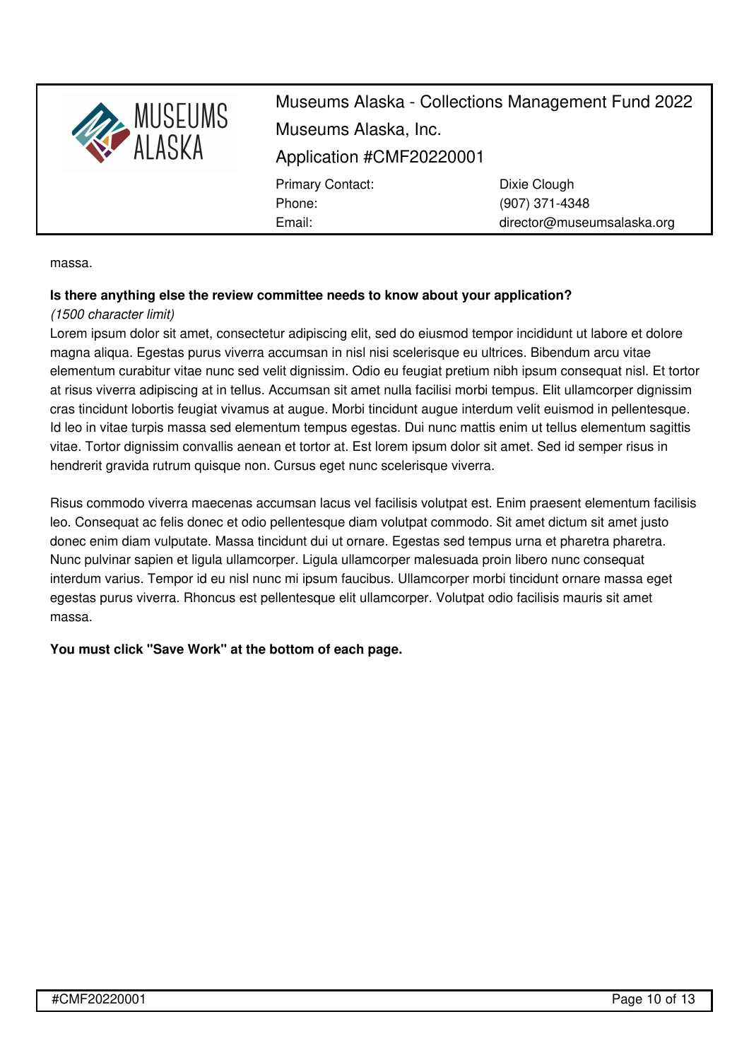massa.

**Is there anything else the review committee needs to know about your application?**

*(1500 character limit)*

Lorem ipsum dolor sit amet, consectetur adipiscing elit, sed do eiusmod tempor incididunt ut labore et dolore magna aliqua. Egestas purus viverra accumsan in nisl nisi scelerisque eu ultrices. Bibendum arcu vitae elementum curabitur vitae nunc sed velit dignissim. Odio eu feugiat pretium nibh ipsum consequat nisl. Et tortor at risus viverra adipiscing at in tellus. Accumsan sit amet nulla facilisi morbi tempus. Elit ullamcorper dignissim cras tincidunt lobortis feugiat vivamus at augue. Morbi tincidunt augue interdum velit euismod in pellentesque. Id leo in vitae turpis massa sed elementum tempus egestas. Dui nunc mattis enim ut tellus elementum sagittis vitae. Tortor dignissim convallis aenean et tortor at. Est lorem ipsum dolor sit amet. Sed id semper risus in hendrerit gravida rutrum quisque non. Cursus eget nunc scelerisque viverra.

Risus commodo viverra maecenas accumsan lacus vel facilisis volutpat est. Enim praesent elementum facilisis leo. Consequat ac felis donec et odio pellentesque diam volutpat commodo. Sit amet dictum sit amet justo donec enim diam vulputate. Massa tincidunt dui ut ornare. Egestas sed tempus urna et pharetra pharetra. Nunc pulvinar sapien et ligula ullamcorper. Ligula ullamcorper malesuada proin libero nunc consequat interdum varius. Tempor id eu nisl nunc mi ipsum faucibus. Ullamcorper morbi tincidunt ornare massa eget egestas purus viverra. Rhoncus est pellentesque elit ullamcorper. Volutpat odio facilisis mauris sit amet massa.

**You must click "Save Work" at the bottom of each page.**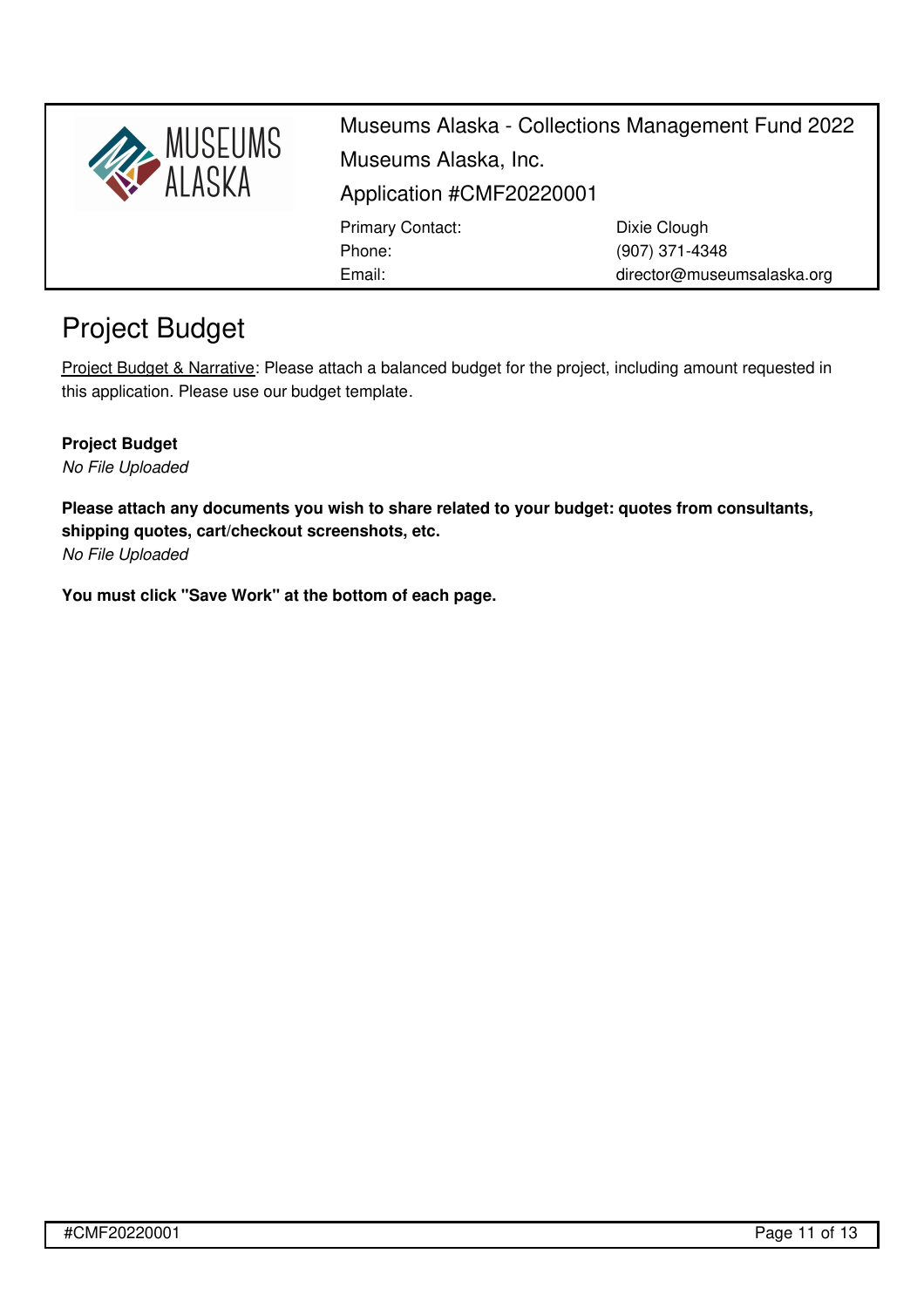Museums Alaska - Collections Management Fund 2022

Museums Alaska, Inc.

Application #CMF20220001

| | |
|---|---|
| Primary Contact: | Dixie Clough |
| Phone: | (907) 371-4348 |
| Email: | director@museumsalaska.org |

# Project Budget

Project Budget & Narrative: Please attach a balanced budget for the project, including amount requested in this application. Please use our budget template.

**Project Budget**

*No File Uploaded*

**Please attach any documents you wish to share related to your budget: quotes from consultants, shipping quotes, cart/checkout screenshots, etc.**

*No File Uploaded*

**You must click "Save Work" at the bottom of each page.**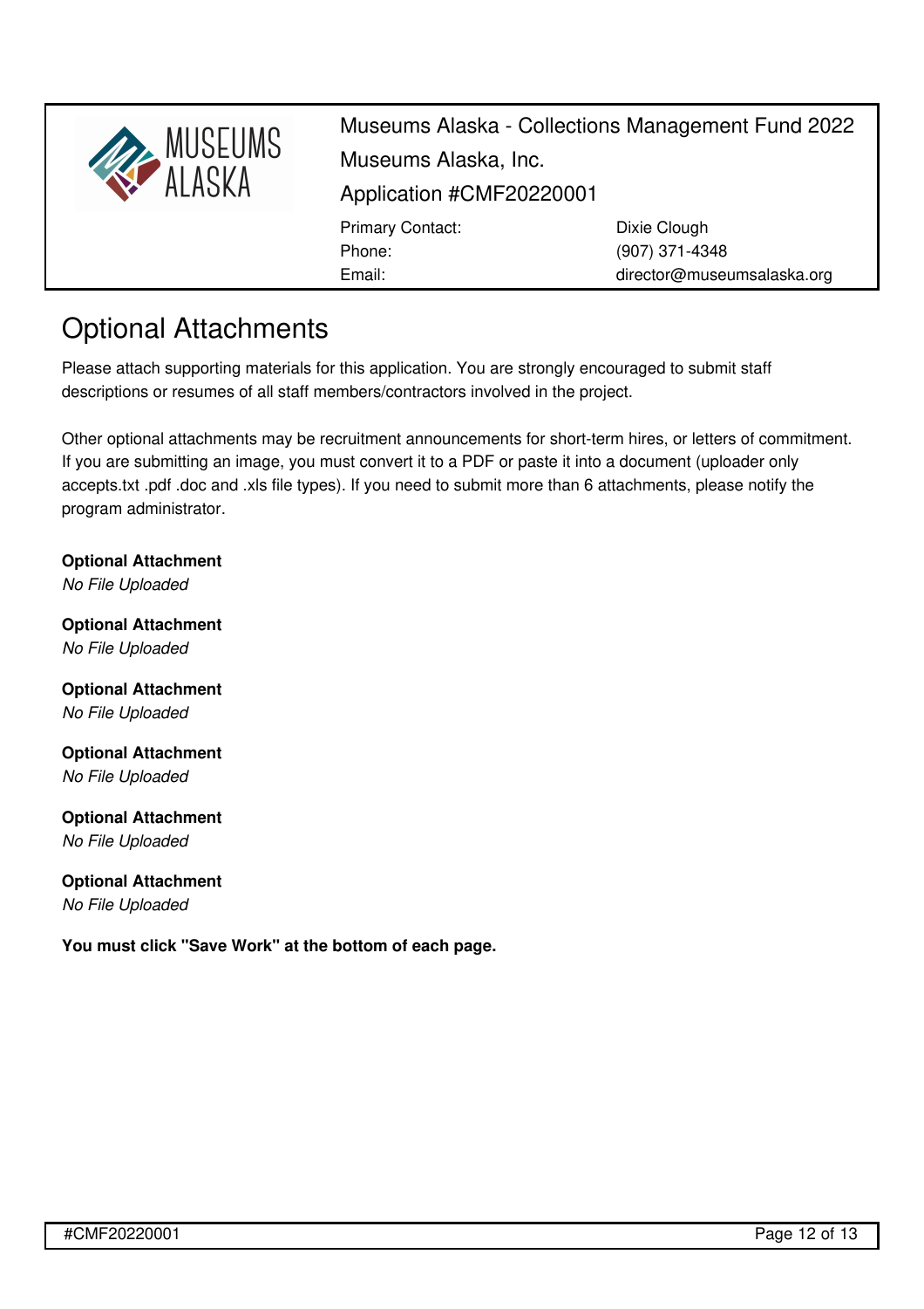Museums Alaska - Collections Management Fund 2022
Museums Alaska, Inc.
Application #CMF20220001

| | |
|---|---|
| Primary Contact: | Dixie Clough |
| Phone: | (907) 371-4348 |
| Email: | director@museumsalaska.org |

# Optional Attachments

Please attach supporting materials for this application. You are strongly encouraged to submit staff descriptions or resumes of all staff members/contractors involved in the project.

Other optional attachments may be recruitment announcements for short-term hires, or letters of commitment. If you are submitting an image, you must convert it to a PDF or paste it into a document (uploader only accepts.txt .pdf .doc and .xls file types). If you need to submit more than 6 attachments, please notify the program administrator.

**Optional Attachment**
*No File Uploaded*

**Optional Attachment**
*No File Uploaded*

**Optional Attachment**
*No File Uploaded*

**Optional Attachment**
*No File Uploaded*

**Optional Attachment**
*No File Uploaded*

**Optional Attachment**
*No File Uploaded*

**You must click "Save Work" at the bottom of each page.**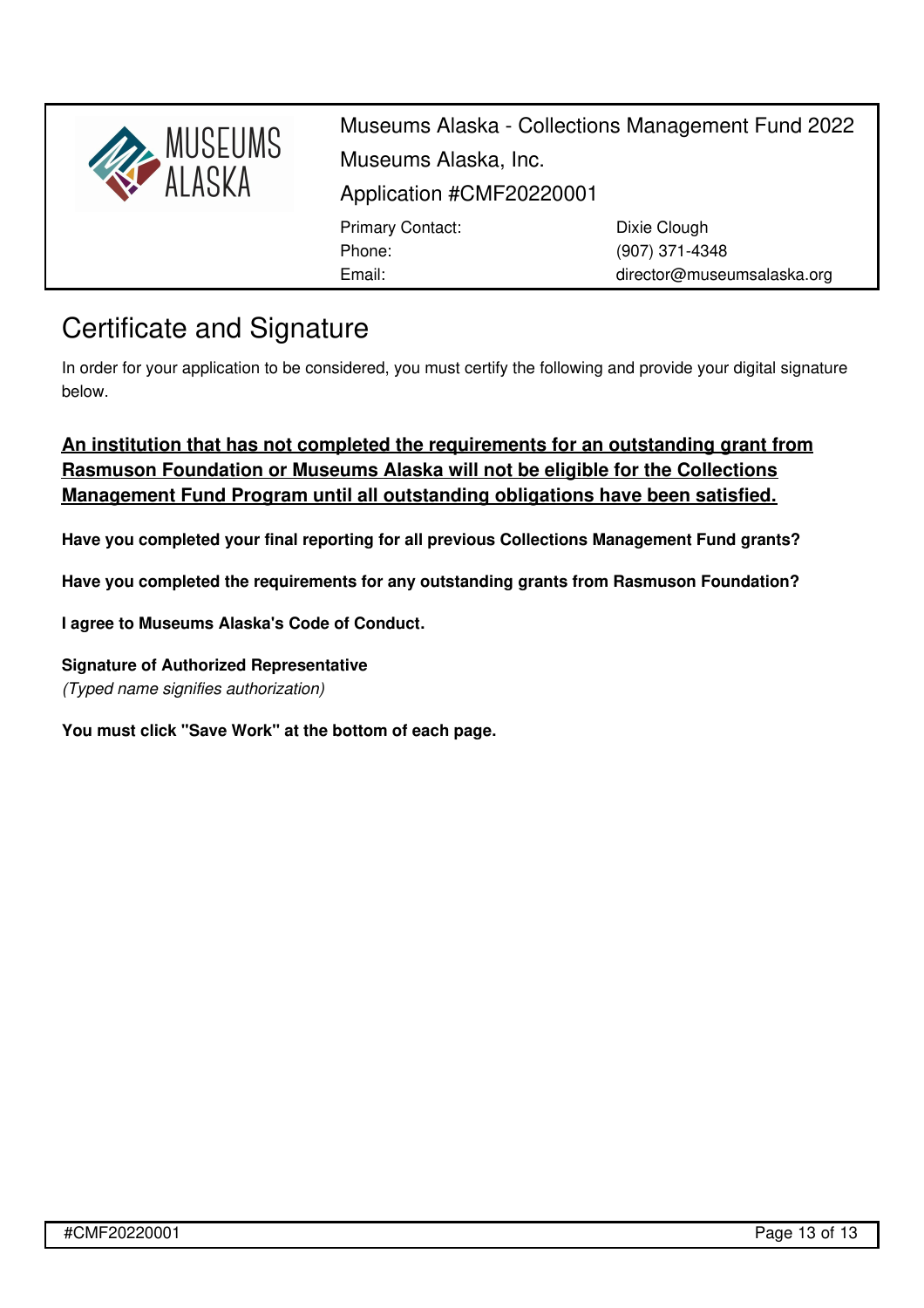Museums Alaska - Collections Management Fund 2022

Museums Alaska, Inc.

Application #CMF20220001

| | |
|---|---|
| Primary Contact: | Dixie Clough |
| Phone: | (907) 371-4348 |
| Email: | director@museumsalaska.org |

# Certificate and Signature

In order for your application to be considered, you must certify the following and provide your digital signature below.

**An institution that has not completed the requirements for an outstanding grant from Rasmuson Foundation or Museums Alaska will not be eligible for the Collections Management Fund Program until all outstanding obligations have been satisfied.**

**Have you completed your final reporting for all previous Collections Management Fund grants?**

**Have you completed the requirements for any outstanding grants from Rasmuson Foundation?**

**I agree to Museums Alaska's Code of Conduct.**

**Signature of Authorized Representative**
*(Typed name signifies authorization)*

**You must click "Save Work" at the bottom of each page.**